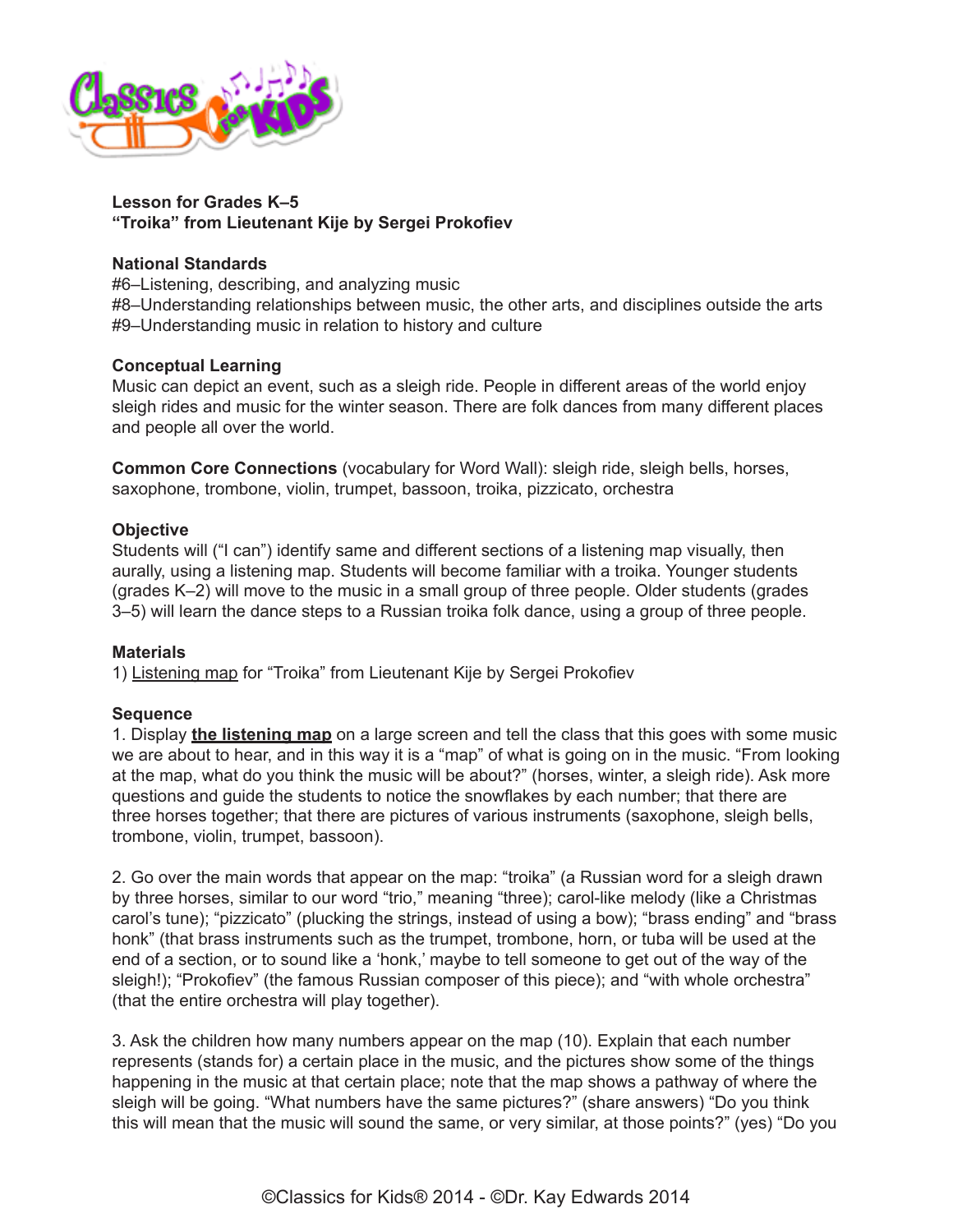**Lesson for Grades K–5**
**"Troika" from Lieutenant Kije by Sergei Prokofiev**

**National Standards**
#6–Listening, describing, and analyzing music
#8–Understanding relationships between music, the other arts, and disciplines outside the arts
#9–Understanding music in relation to history and culture

**Conceptual Learning**
Music can depict an event, such as a sleigh ride. People in different areas of the world enjoy sleigh rides and music for the winter season. There are folk dances from many different places and people all over the world.

**Common Core Connections** (vocabulary for Word Wall): sleigh ride, sleigh bells, horses, saxophone, trombone, violin, trumpet, bassoon, troika, pizzicato, orchestra

**Objective**
Students will ("I can") identify same and different sections of a listening map visually, then aurally, using a listening map. Students will become familiar with a troika. Younger students (grades K–2) will move to the music in a small group of three people. Older students (grades 3–5) will learn the dance steps to a Russian troika folk dance, using a group of three people.

**Materials**
1) Listening map for "Troika" from Lieutenant Kije by Sergei Prokofiev

**Sequence**
1. Display **the listening map** on a large screen and tell the class that this goes with some music we are about to hear, and in this way it is a "map" of what is going on in the music. "From looking at the map, what do you think the music will be about?" (horses, winter, a sleigh ride). Ask more questions and guide the students to notice the snowflakes by each number; that there are three horses together; that there are pictures of various instruments (saxophone, sleigh bells, trombone, violin, trumpet, bassoon).

2. Go over the main words that appear on the map: "troika" (a Russian word for a sleigh drawn by three horses, similar to our word "trio," meaning "three); carol-like melody (like a Christmas carol's tune); "pizzicato" (plucking the strings, instead of using a bow); "brass ending" and "brass honk" (that brass instruments such as the trumpet, trombone, horn, or tuba will be used at the end of a section, or to sound like a 'honk,' maybe to tell someone to get out of the way of the sleigh!); "Prokofiev" (the famous Russian composer of this piece); and "with whole orchestra" (that the entire orchestra will play together).

3. Ask the children how many numbers appear on the map (10). Explain that each number represents (stands for) a certain place in the music, and the pictures show some of the things happening in the music at that certain place; note that the map shows a pathway of where the sleigh will be going. "What numbers have the same pictures?" (share answers) "Do you think this will mean that the music will sound the same, or very similar, at those points?" (yes) "Do you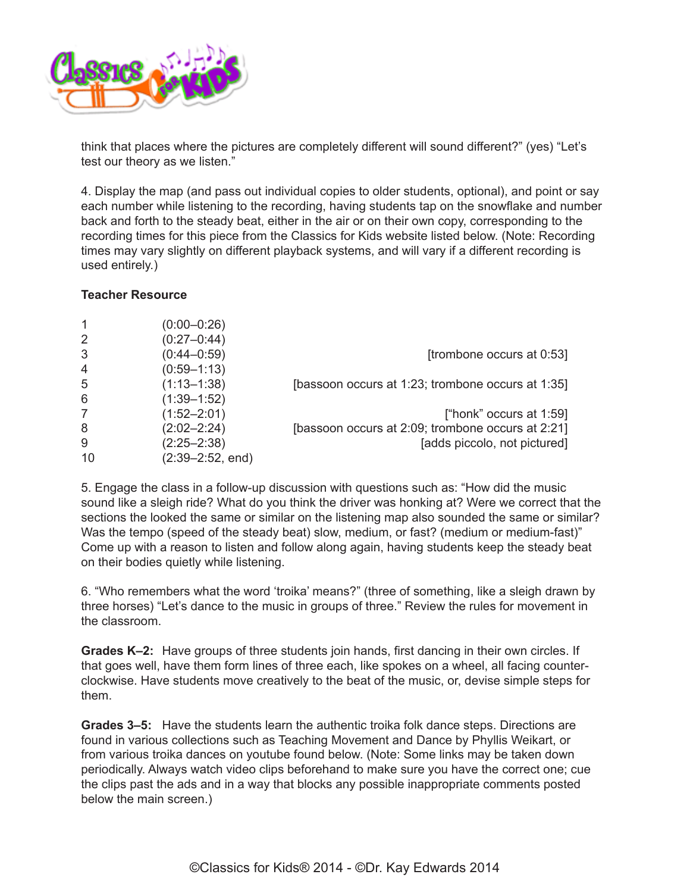think that places where the pictures are completely different will sound different?" (yes) "Let's test our theory as we listen."

4. Display the map (and pass out individual copies to older students, optional), and point or say each number while listening to the recording, having students tap on the snowflake and number back and forth to the steady beat, either in the air or on their own copy, corresponding to the recording times for this piece from the Classics for Kids website listed below. (Note: Recording times may vary slightly on different playback systems, and will vary if a different recording is used entirely.)

**Teacher Resource**

| | | |
|---|---|---|
| 1 | (0:00–0:26) | |
| 2 | (0:27–0:44) | |
| 3 | (0:44–0:59) | [trombone occurs at 0:53] |
| 4 | (0:59–1:13) | |
| 5 | (1:13–1:38) | [bassoon occurs at 1:23; trombone occurs at 1:35] |
| 6 | (1:39–1:52) | |
| 7 | (1:52–2:01) | ["honk" occurs at 1:59] |
| 8 | (2:02–2:24) | [bassoon occurs at 2:09; trombone occurs at 2:21] |
| 9 | (2:25–2:38) | [adds piccolo, not pictured] |
| 10 | (2:39–2:52, end) | |

5. Engage the class in a follow-up discussion with questions such as: "How did the music sound like a sleigh ride? What do you think the driver was honking at? Were we correct that the sections the looked the same or similar on the listening map also sounded the same or similar? Was the tempo (speed of the steady beat) slow, medium, or fast? (medium or medium-fast)" Come up with a reason to listen and follow along again, having students keep the steady beat on their bodies quietly while listening.

6. "Who remembers what the word 'troika' means?" (three of something, like a sleigh drawn by three horses) "Let's dance to the music in groups of three." Review the rules for movement in the classroom.

**Grades K–2:** Have groups of three students join hands, first dancing in their own circles. If that goes well, have them form lines of three each, like spokes on a wheel, all facing counter-clockwise. Have students move creatively to the beat of the music, or, devise simple steps for them.

**Grades 3–5:** Have the students learn the authentic troika folk dance steps. Directions are found in various collections such as Teaching Movement and Dance by Phyllis Weikart, or from various troika dances on youtube found below. (Note: Some links may be taken down periodically. Always watch video clips beforehand to make sure you have the correct one; cue the clips past the ads and in a way that blocks any possible inappropriate comments posted below the main screen.)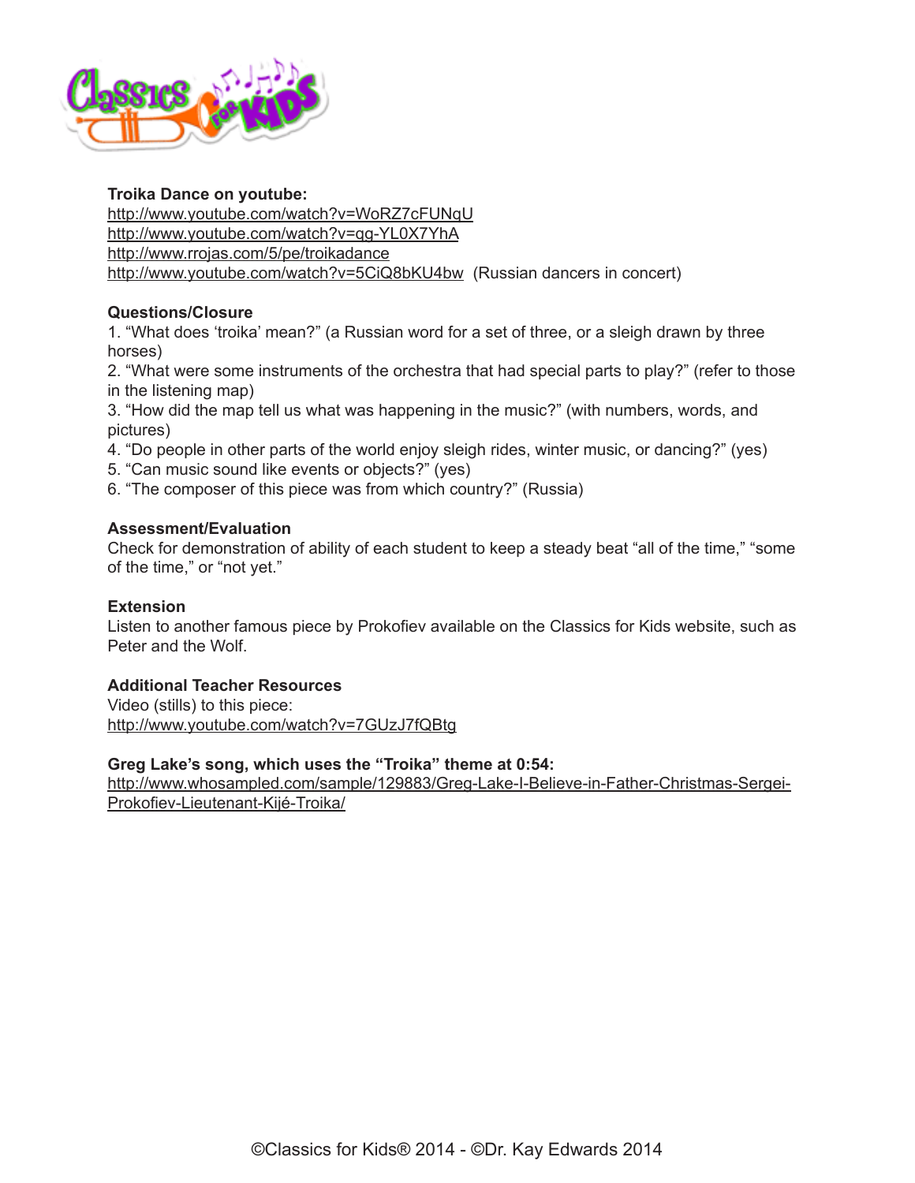**Troika Dance on youtube:**
http://www.youtube.com/watch?v=WoRZ7cFUNqU
http://www.youtube.com/watch?v=qg-YL0X7YhA
http://www.rrojas.com/5/pe/troikadance
http://www.youtube.com/watch?v=5CiQ8bKU4bw (Russian dancers in concert)

**Questions/Closure**

1. "What does 'troika' mean?" (a Russian word for a set of three, or a sleigh drawn by three horses)
2. "What were some instruments of the orchestra that had special parts to play?" (refer to those in the listening map)
3. "How did the map tell us what was happening in the music?" (with numbers, words, and pictures)
4. "Do people in other parts of the world enjoy sleigh rides, winter music, or dancing?" (yes)
5. "Can music sound like events or objects?" (yes)
6. "The composer of this piece was from which country?" (Russia)

**Assessment/Evaluation**

Check for demonstration of ability of each student to keep a steady beat "all of the time," "some of the time," or "not yet."

**Extension**

Listen to another famous piece by Prokofiev available on the Classics for Kids website, such as Peter and the Wolf.

**Additional Teacher Resources**

Video (stills) to this piece:
http://www.youtube.com/watch?v=7GUzJ7fQBtg

**Greg Lake's song, which uses the "Troika" theme at 0:54:**
http://www.whosampled.com/sample/129883/Greg-Lake-I-Believe-in-Father-Christmas-Sergei-Prokofiev-Lieutenant-Kijé-Troika/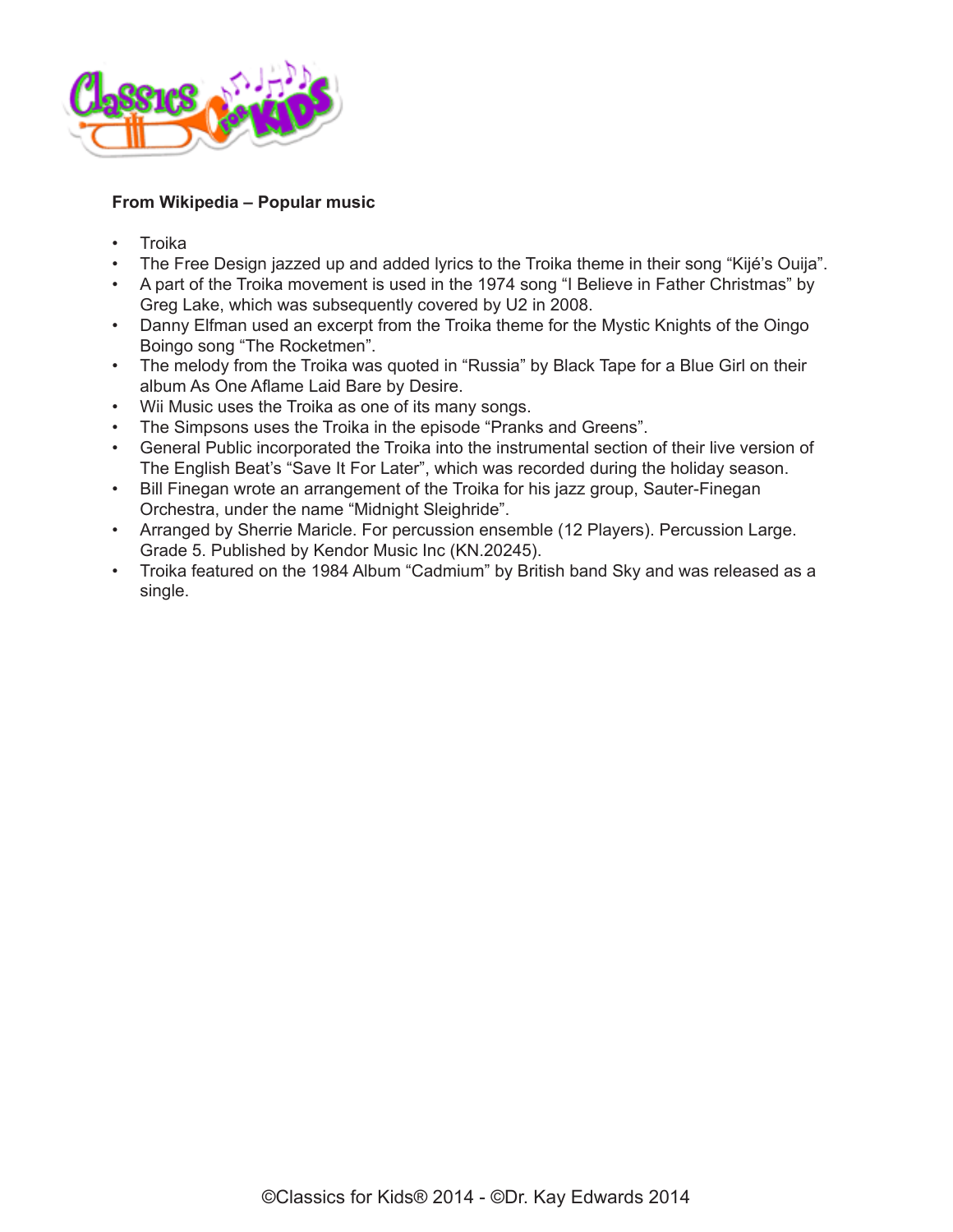**From Wikipedia – Popular music**

- Troika
- The Free Design jazzed up and added lyrics to the Troika theme in their song "Kijé's Ouija".
- A part of the Troika movement is used in the 1974 song "I Believe in Father Christmas" by Greg Lake, which was subsequently covered by U2 in 2008.
- Danny Elfman used an excerpt from the Troika theme for the Mystic Knights of the Oingo Boingo song "The Rocketmen".
- The melody from the Troika was quoted in "Russia" by Black Tape for a Blue Girl on their album As One Aflame Laid Bare by Desire.
- Wii Music uses the Troika as one of its many songs.
- The Simpsons uses the Troika in the episode "Pranks and Greens".
- General Public incorporated the Troika into the instrumental section of their live version of The English Beat's "Save It For Later", which was recorded during the holiday season.
- Bill Finegan wrote an arrangement of the Troika for his jazz group, Sauter-Finegan Orchestra, under the name "Midnight Sleighride".
- Arranged by Sherrie Maricle. For percussion ensemble (12 Players). Percussion Large. Grade 5. Published by Kendor Music Inc (KN.20245).
- Troika featured on the 1984 Album "Cadmium" by British band Sky and was released as a single.